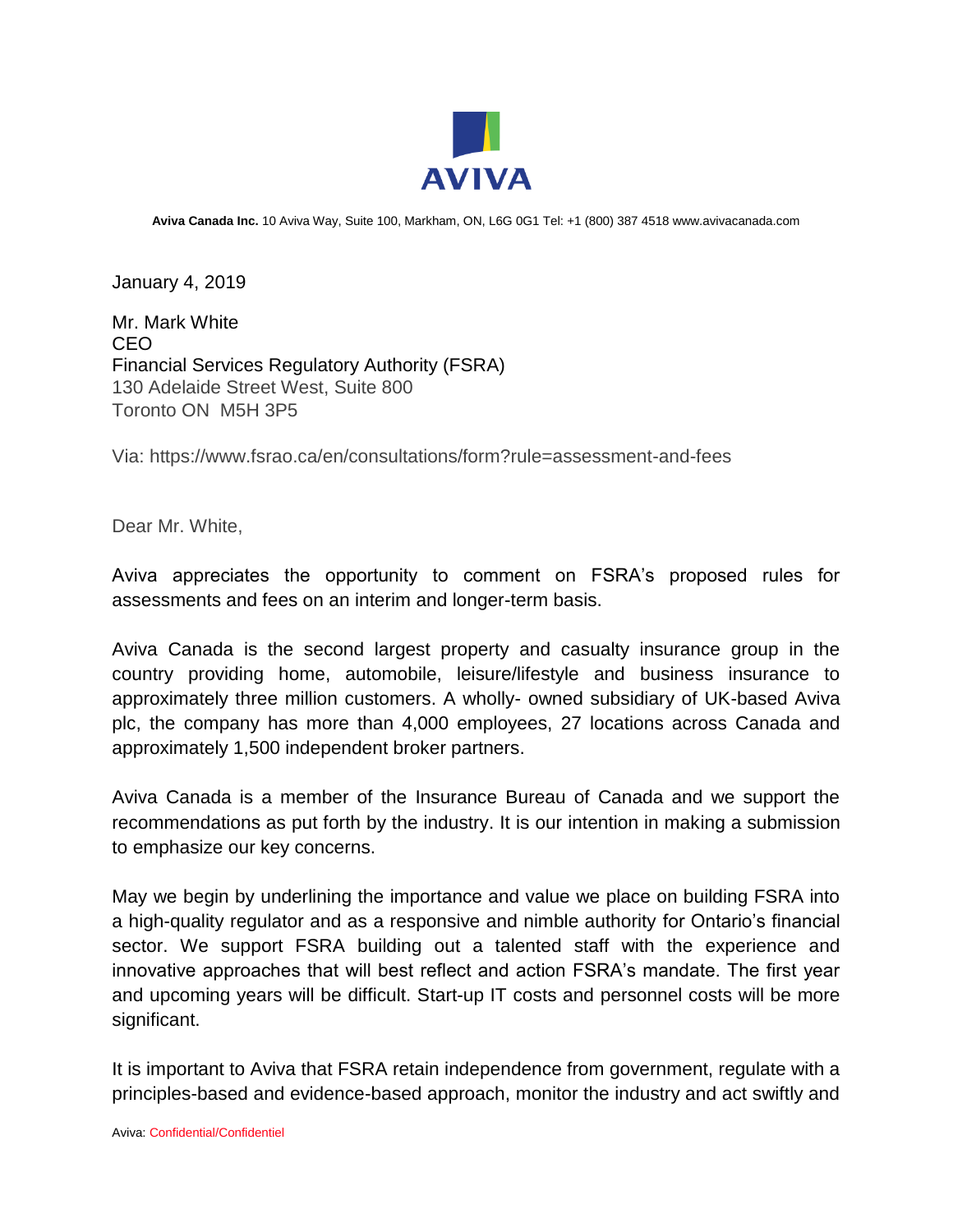**AVIVA**

**Aviva Canada Inc.** 10 Aviva Way, Suite 100, Markham, ON, L6G 0G1 Tel: +1 (800) 387 4518 www.avivacanada.com

January 4, 2019

Mr. Mark White
CEO
Financial Services Regulatory Authority (FSRA)
130 Adelaide Street West, Suite 800
Toronto ON M5H 3P5

Via: https://www.fsrao.ca/en/consultations/form?rule=assessment-and-fees

Dear Mr. White,

Aviva appreciates the opportunity to comment on FSRA's proposed rules for assessments and fees on an interim and longer-term basis.

Aviva Canada is the second largest property and casualty insurance group in the country providing home, automobile, leisure/lifestyle and business insurance to approximately three million customers. A wholly- owned subsidiary of UK-based Aviva plc, the company has more than 4,000 employees, 27 locations across Canada and approximately 1,500 independent broker partners.

Aviva Canada is a member of the Insurance Bureau of Canada and we support the recommendations as put forth by the industry. It is our intention in making a submission to emphasize our key concerns.

May we begin by underlining the importance and value we place on building FSRA into a high-quality regulator and as a responsive and nimble authority for Ontario's financial sector. We support FSRA building out a talented staff with the experience and innovative approaches that will best reflect and action FSRA's mandate. The first year and upcoming years will be difficult. Start-up IT costs and personnel costs will be more significant.

It is important to Aviva that FSRA retain independence from government, regulate with a principles-based and evidence-based approach, monitor the industry and act swiftly and

Aviva: Confidential/Confidentiel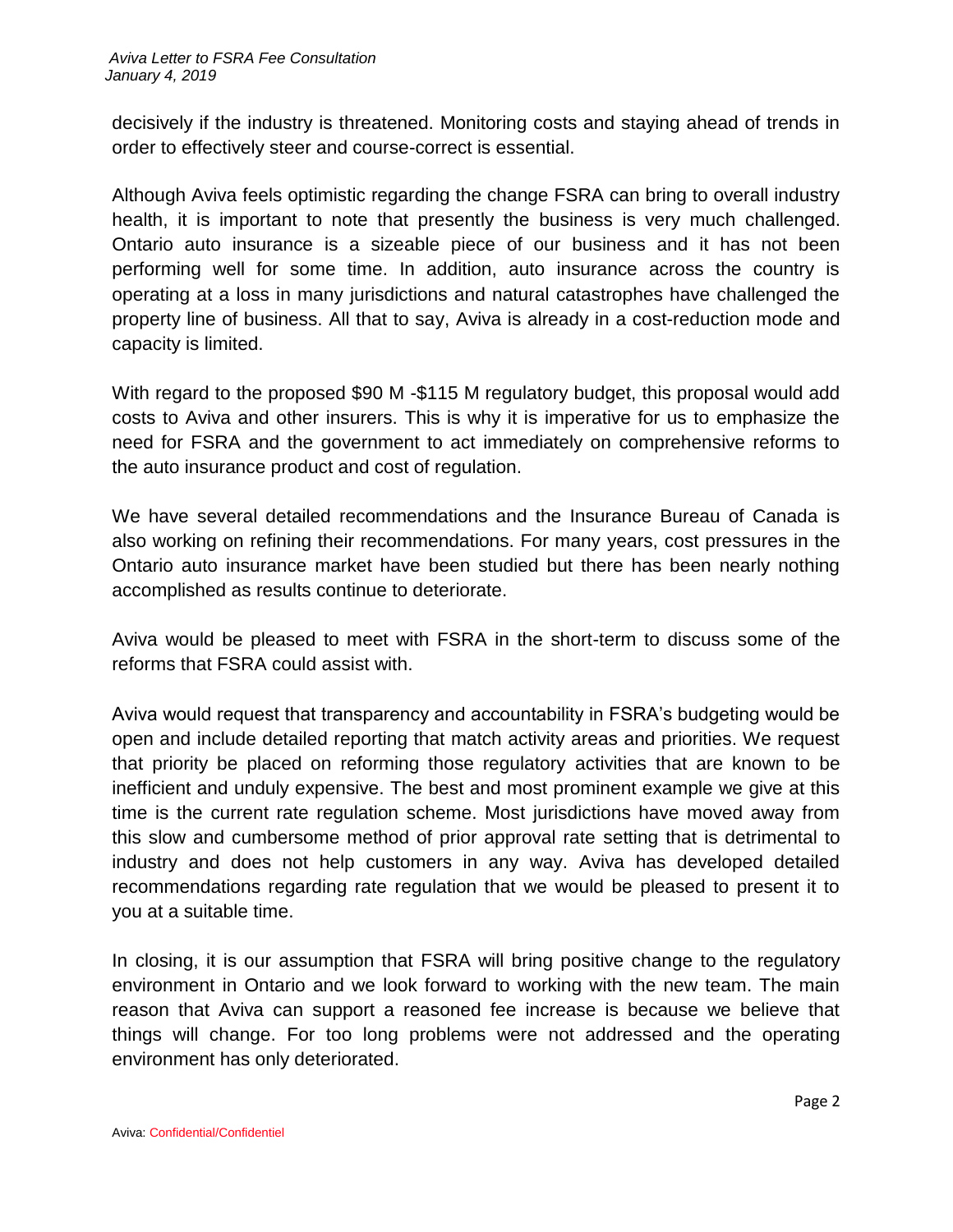decisively if the industry is threatened. Monitoring costs and staying ahead of trends in order to effectively steer and course-correct is essential.

Although Aviva feels optimistic regarding the change FSRA can bring to overall industry health, it is important to note that presently the business is very much challenged. Ontario auto insurance is a sizeable piece of our business and it has not been performing well for some time. In addition, auto insurance across the country is operating at a loss in many jurisdictions and natural catastrophes have challenged the property line of business. All that to say, Aviva is already in a cost-reduction mode and capacity is limited.

With regard to the proposed $90 M -$115 M regulatory budget, this proposal would add costs to Aviva and other insurers. This is why it is imperative for us to emphasize the need for FSRA and the government to act immediately on comprehensive reforms to the auto insurance product and cost of regulation.

We have several detailed recommendations and the Insurance Bureau of Canada is also working on refining their recommendations. For many years, cost pressures in the Ontario auto insurance market have been studied but there has been nearly nothing accomplished as results continue to deteriorate.

Aviva would be pleased to meet with FSRA in the short-term to discuss some of the reforms that FSRA could assist with.

Aviva would request that transparency and accountability in FSRA's budgeting would be open and include detailed reporting that match activity areas and priorities. We request that priority be placed on reforming those regulatory activities that are known to be inefficient and unduly expensive. The best and most prominent example we give at this time is the current rate regulation scheme. Most jurisdictions have moved away from this slow and cumbersome method of prior approval rate setting that is detrimental to industry and does not help customers in any way. Aviva has developed detailed recommendations regarding rate regulation that we would be pleased to present it to you at a suitable time.

In closing, it is our assumption that FSRA will bring positive change to the regulatory environment in Ontario and we look forward to working with the new team. The main reason that Aviva can support a reasoned fee increase is because we believe that things will change. For too long problems were not addressed and the operating environment has only deteriorated.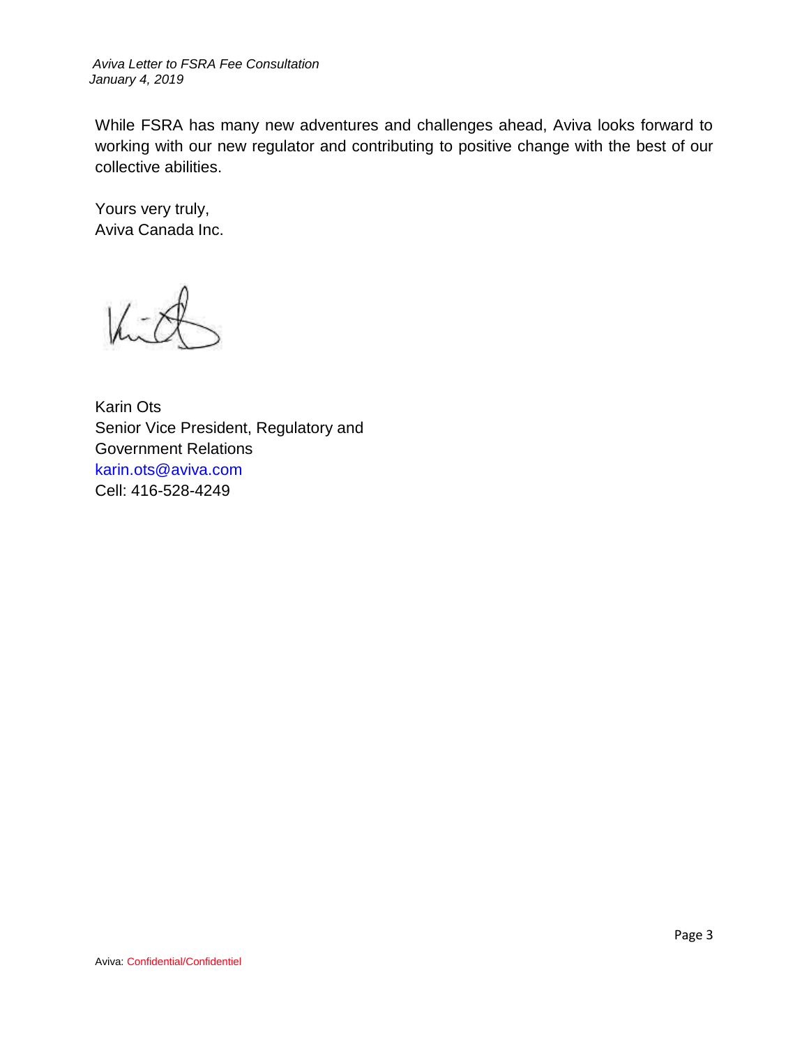While FSRA has many new adventures and challenges ahead, Aviva looks forward to working with our new regulator and contributing to positive change with the best of our collective abilities.

Yours very truly,
Aviva Canada Inc.

Karin Ots
Senior Vice President, Regulatory and Government Relations
karin.ots@aviva.com
Cell: 416-528-4249

Aviva: Confidential/Confidentiel